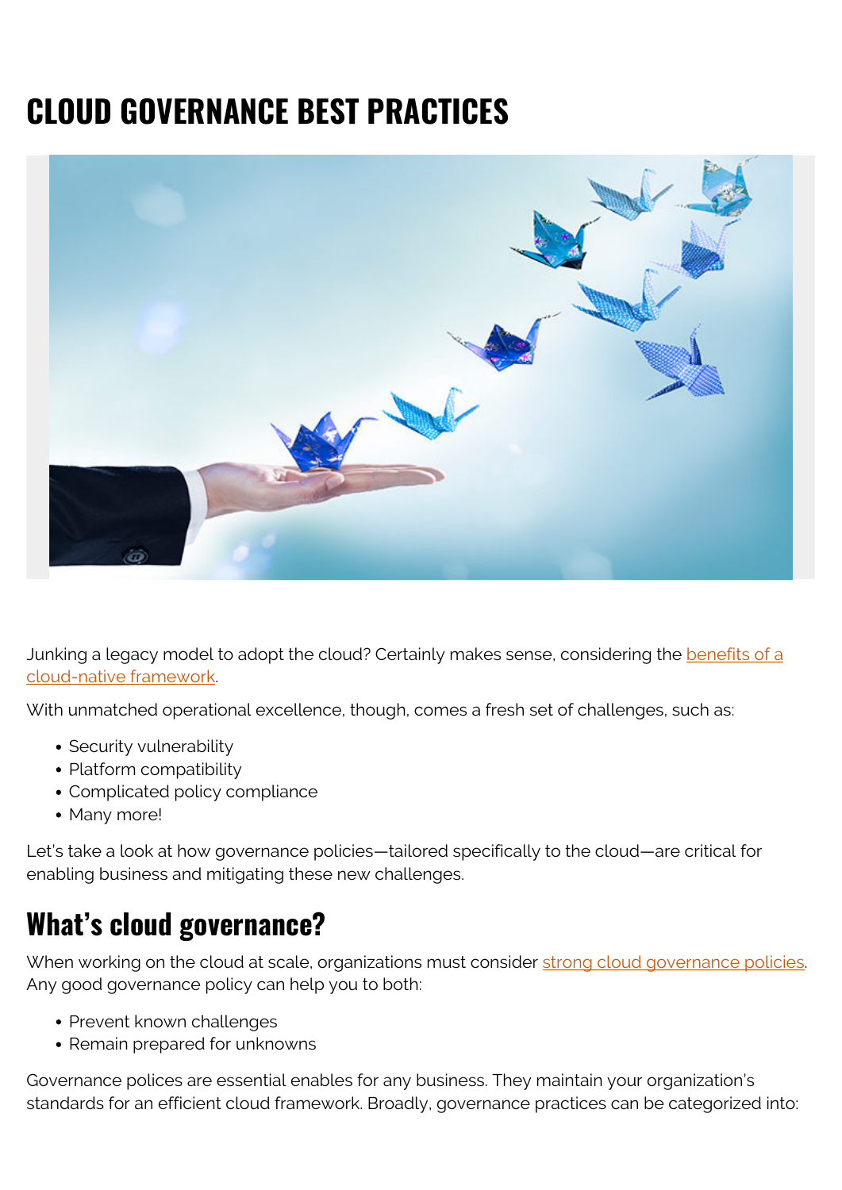# CLOUD GOVERNANCE BEST PRACTICES

Junking a legacy model to adopt the cloud? Certainly makes sense, considering the benefits of a cloud-native framework.

With unmatched operational excellence, though, comes a fresh set of challenges, such as:

- Security vulnerability
- Platform compatibility
- Complicated policy compliance
- Many more!

Let's take a look at how governance policies—tailored specifically to the cloud—are critical for enabling business and mitigating these new challenges.

## What's cloud governance?

When working on the cloud at scale, organizations must consider strong cloud governance policies. Any good governance policy can help you to both:

- Prevent known challenges
- Remain prepared for unknowns

Governance polices are essential enables for any business. They maintain your organization's standards for an efficient cloud framework. Broadly, governance practices can be categorized into: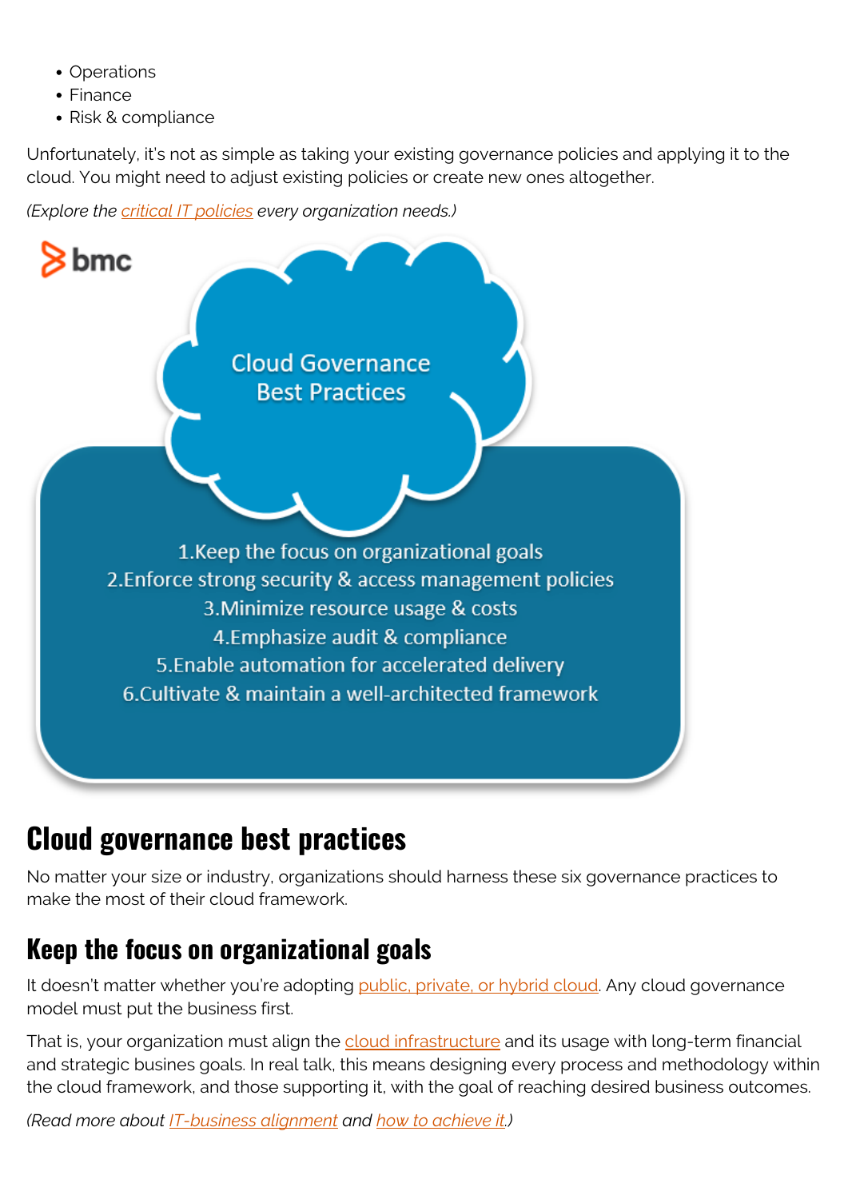- Operations
- Finance
- Risk & compliance

Unfortunately, it's not as simple as taking your existing governance policies and applying it to the cloud. You might need to adjust existing policies or create new ones altogether.

*(Explore the critical IT policies every organization needs.)*

Cloud Governance Best Practices

1. Keep the focus on organizational goals
2. Enforce strong security & access management policies
3. Minimize resource usage & costs
4. Emphasize audit & compliance
5. Enable automation for accelerated delivery
6. Cultivate & maintain a well-architected framework

## Cloud governance best practices

No matter your size or industry, organizations should harness these six governance practices to make the most of their cloud framework.

### Keep the focus on organizational goals

It doesn't matter whether you're adopting public, private, or hybrid cloud. Any cloud governance model must put the business first.

That is, your organization must align the cloud infrastructure and its usage with long-term financial and strategic busines goals. In real talk, this means designing every process and methodology within the cloud framework, and those supporting it, with the goal of reaching desired business outcomes.

*(Read more about IT-business alignment and how to achieve it.)*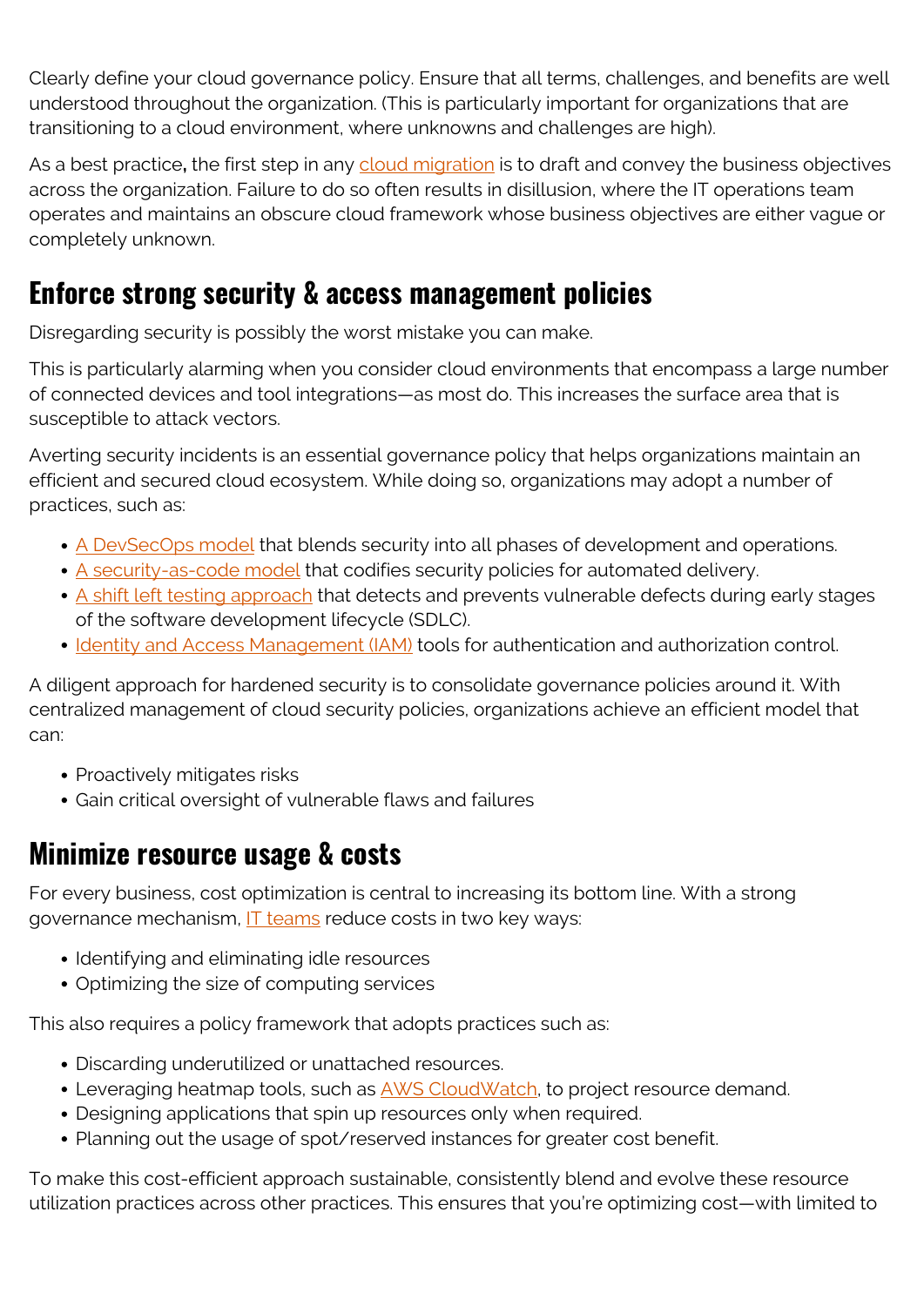Clearly define your cloud governance policy. Ensure that all terms, challenges, and benefits are well understood throughout the organization. (This is particularly important for organizations that are transitioning to a cloud environment, where unknowns and challenges are high).

As a best practice**,** the first step in any cloud migration is to draft and convey the business objectives across the organization. Failure to do so often results in disillusion, where the IT operations team operates and maintains an obscure cloud framework whose business objectives are either vague or completely unknown.

## Enforce strong security & access management policies

Disregarding security is possibly the worst mistake you can make.

This is particularly alarming when you consider cloud environments that encompass a large number of connected devices and tool integrations—as most do. This increases the surface area that is susceptible to attack vectors.

Averting security incidents is an essential governance policy that helps organizations maintain an efficient and secured cloud ecosystem. While doing so, organizations may adopt a number of practices, such as:

- A DevSecOps model that blends security into all phases of development and operations.
- A security-as-code model that codifies security policies for automated delivery.
- A shift left testing approach that detects and prevents vulnerable defects during early stages of the software development lifecycle (SDLC).
- Identity and Access Management (IAM) tools for authentication and authorization control.

A diligent approach for hardened security is to consolidate governance policies around it. With centralized management of cloud security policies, organizations achieve an efficient model that can:

- Proactively mitigates risks
- Gain critical oversight of vulnerable flaws and failures

## Minimize resource usage & costs

For every business, cost optimization is central to increasing its bottom line. With a strong governance mechanism, IT teams reduce costs in two key ways:

- Identifying and eliminating idle resources
- Optimizing the size of computing services

This also requires a policy framework that adopts practices such as:

- Discarding underutilized or unattached resources.
- Leveraging heatmap tools, such as AWS CloudWatch, to project resource demand.
- Designing applications that spin up resources only when required.
- Planning out the usage of spot/reserved instances for greater cost benefit.

To make this cost-efficient approach sustainable, consistently blend and evolve these resource utilization practices across other practices. This ensures that you're optimizing cost—with limited to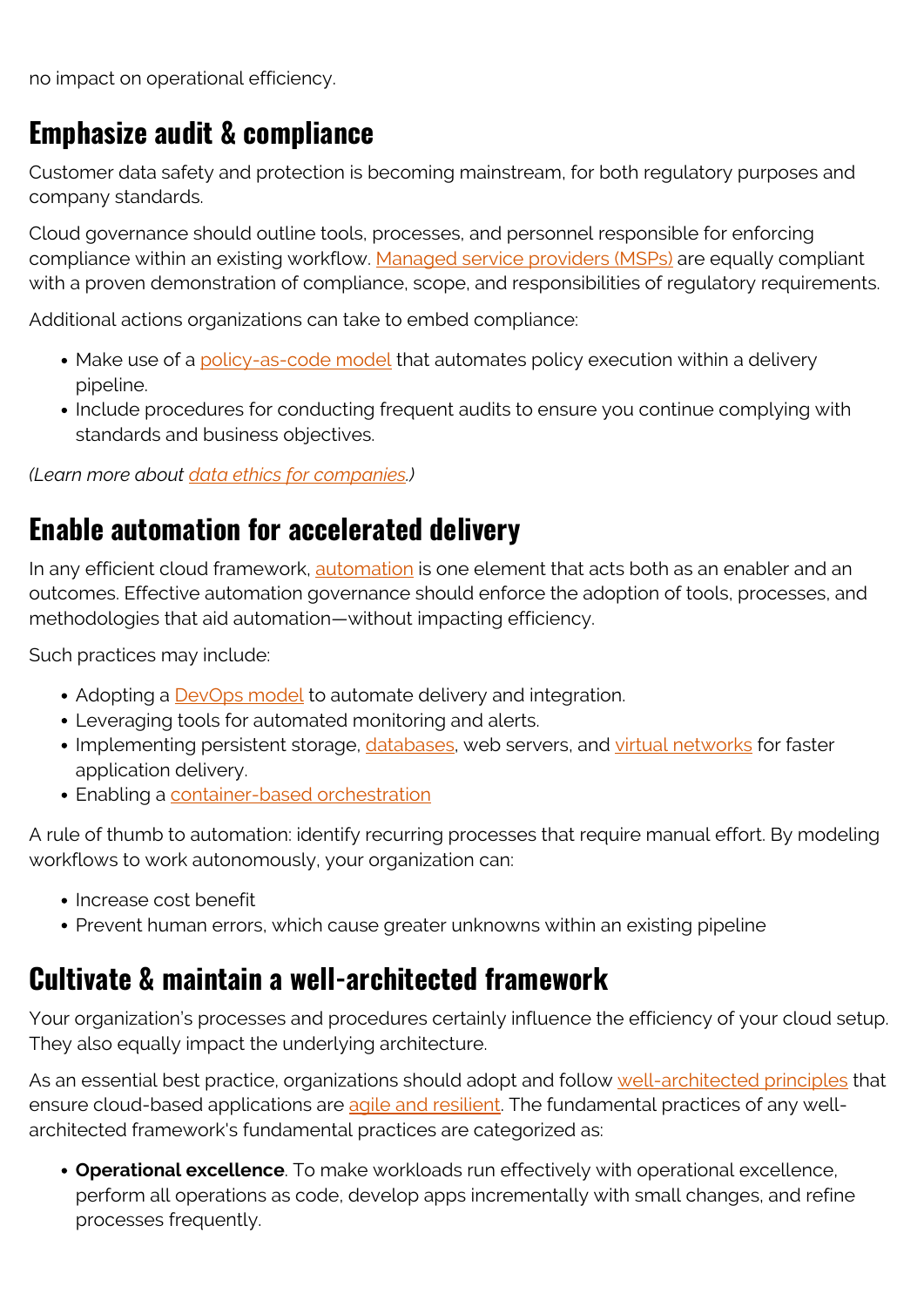no impact on operational efficiency.

## Emphasize audit & compliance

Customer data safety and protection is becoming mainstream, for both regulatory purposes and company standards.

Cloud governance should outline tools, processes, and personnel responsible for enforcing compliance within an existing workflow. Managed service providers (MSPs) are equally compliant with a proven demonstration of compliance, scope, and responsibilities of regulatory requirements.

Additional actions organizations can take to embed compliance:

- Make use of a policy-as-code model that automates policy execution within a delivery pipeline.
- Include procedures for conducting frequent audits to ensure you continue complying with standards and business objectives.

*(Learn more about data ethics for companies.)*

## Enable automation for accelerated delivery

In any efficient cloud framework, automation is one element that acts both as an enabler and an outcomes. Effective automation governance should enforce the adoption of tools, processes, and methodologies that aid automation—without impacting efficiency.

Such practices may include:

- Adopting a DevOps model to automate delivery and integration.
- Leveraging tools for automated monitoring and alerts.
- Implementing persistent storage, databases, web servers, and virtual networks for faster application delivery.
- Enabling a container-based orchestration

A rule of thumb to automation: identify recurring processes that require manual effort. By modeling workflows to work autonomously, your organization can:

- Increase cost benefit
- Prevent human errors, which cause greater unknowns within an existing pipeline

## Cultivate & maintain a well-architected framework

Your organization's processes and procedures certainly influence the efficiency of your cloud setup. They also equally impact the underlying architecture.

As an essential best practice, organizations should adopt and follow well-architected principles that ensure cloud-based applications are agile and resilient. The fundamental practices of any well-architected framework's fundamental practices are categorized as:

- **Operational excellence**. To make workloads run effectively with operational excellence, perform all operations as code, develop apps incrementally with small changes, and refine processes frequently.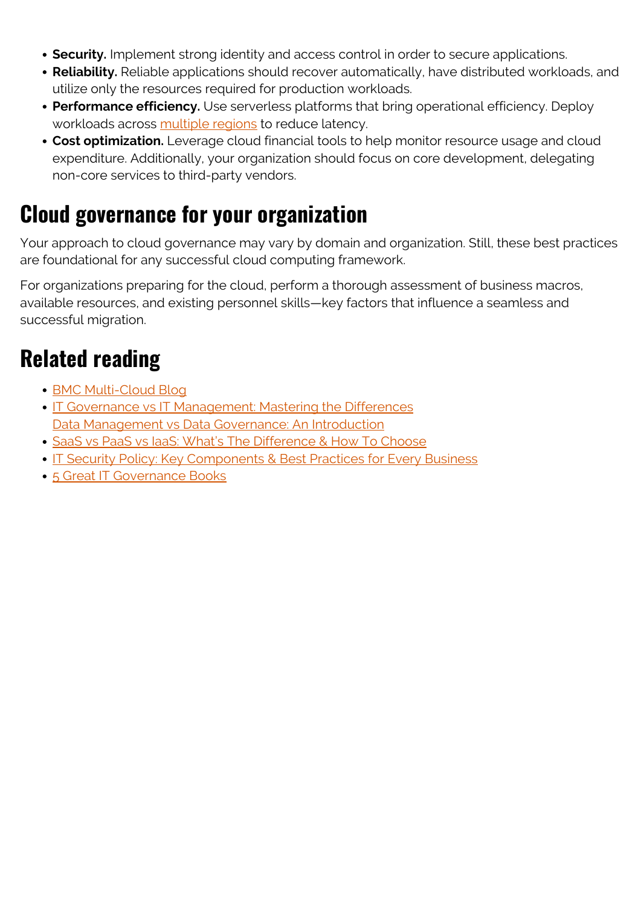- **Security.** Implement strong identity and access control in order to secure applications.
- **Reliability.** Reliable applications should recover automatically, have distributed workloads, and utilize only the resources required for production workloads.
- **Performance efficiency.** Use serverless platforms that bring operational efficiency. Deploy workloads across multiple regions to reduce latency.
- **Cost optimization.** Leverage cloud financial tools to help monitor resource usage and cloud expenditure. Additionally, your organization should focus on core development, delegating non-core services to third-party vendors.

## Cloud governance for your organization

Your approach to cloud governance may vary by domain and organization. Still, these best practices are foundational for any successful cloud computing framework.

For organizations preparing for the cloud, perform a thorough assessment of business macros, available resources, and existing personnel skills—key factors that influence a seamless and successful migration.

## Related reading

- BMC Multi-Cloud Blog
- IT Governance vs IT Management: Mastering the Differences
  Data Management vs Data Governance: An Introduction
- SaaS vs PaaS vs IaaS: What's The Difference & How To Choose
- IT Security Policy: Key Components & Best Practices for Every Business
- 5 Great IT Governance Books